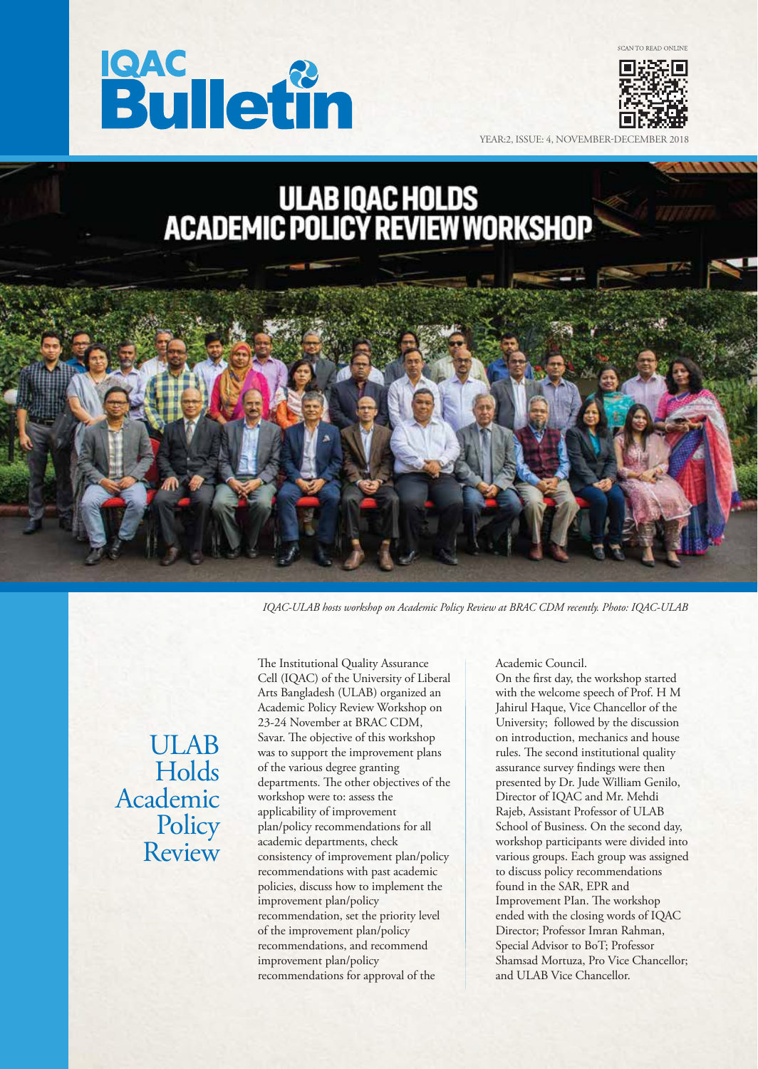# IQAC Bulletin

SCAN TO READ ONLINE

YEAR:2, ISSUE: 4, NOVEMBER-DECEMBER 2018

# ULAB IQAC HOLDS ACADEMIC POLICY REVIEW WORKSHOP

*IQAC-ULAB hosts workshop on Academic Policy Review at BRAC CDM recently. Photo: IQAC-ULAB*

## ULAB Holds Academic Policy Review

The Institutional Quality Assurance Cell (IQAC) of the University of Liberal Arts Bangladesh (ULAB) organized an Academic Policy Review Workshop on 23-24 November at BRAC CDM, Savar. The objective of this workshop was to support the improvement plans of the various degree granting departments. The other objectives of the workshop were to: assess the applicability of improvement plan/policy recommendations for all academic departments, check consistency of improvement plan/policy recommendations with past academic policies, discuss how to implement the improvement plan/policy recommendation, set the priority level of the improvement plan/policy recommendations, and recommend improvement plan/policy recommendations for approval of the Academic Council.

On the first day, the workshop started with the welcome speech of Prof. H M Jahirul Haque, Vice Chancellor of the University; followed by the discussion on introduction, mechanics and house rules. The second institutional quality assurance survey findings were then presented by Dr. Jude William Genilo, Director of IQAC and Mr. Mehdi Rajeb, Assistant Professor of ULAB School of Business. On the second day, workshop participants were divided into various groups. Each group was assigned to discuss policy recommendations found in the SAR, EPR and Improvement PIan. The workshop ended with the closing words of IQAC Director; Professor Imran Rahman, Special Advisor to BoT; Professor Shamsad Mortuza, Pro Vice Chancellor; and ULAB Vice Chancellor.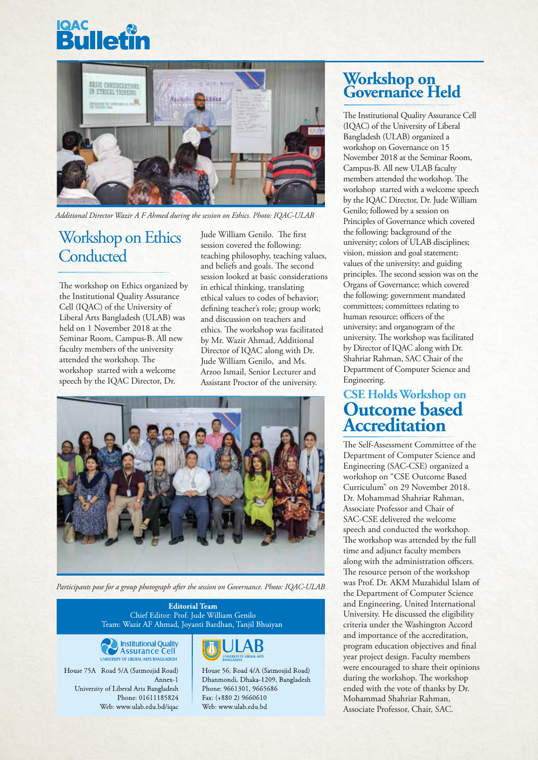# IQAC Bulletin

*Additional Director Wazir A F Ahmed during the session on Ethics. Photo: IQAC-ULAB*

## Workshop on Ethics Conducted

The workshop on Ethics organized by the Institutional Quality Assurance Cell (IQAC) of the University of Liberal Arts Bangladesh (ULAB) was held on 1 November 2018 at the Seminar Room, Campus-B. All new faculty members of the university attended the workshop. The workshop started with a welcome speech by the IQAC Director, Dr. Jude William Genilo. The first session covered the following: teaching philosophy, teaching values, and beliefs and goals. The second session looked at basic considerations in ethical thinking, translating ethical values to codes of behavior; defining teacher's role; group work; and discussion on teachers and ethics. The workshop was facilitated by Mr. Wazir Ahmad, Additional Director of IQAC along with Dr. Jude William Genilo, and Ms. Arzoo Ismail, Senior Lecturer and Assistant Proctor of the university.

*Participants pose for a group photograph after the session on Governance. Photo: IQAC-ULAB*

## Workshop on Governance Held

The Institutional Quality Assurance Cell (IQAC) of the University of Liberal Bangladesh (ULAB) organized a workshop on Governance on 15 November 2018 at the Seminar Room, Campus-B. All new ULAB faculty members attended the workshop. The workshop started with a welcome speech by the IQAC Director, Dr. Jude William Genilo; followed by a session on Principles of Governance which covered the following: background of the university; colors of ULAB disciplines; vision, mission and goal statement; values of the university; and guiding principles. The second session was on the Organs of Governance; which covered the following: government mandated committees; committees relating to human resource; officers of the university; and organogram of the university. The workshop was facilitated by Director of IQAC along with Dr. Shahriar Rahman, SAC Chair of the Department of Computer Science and Engineering.

## CSE Holds Workshop on Outcome based Accreditation

The Self-Assessment Committee of the Department of Computer Science and Engineering (SAC-CSE) organized a workshop on "CSE Outcome Based Curriculum" on 29 November 2018. Dr. Mohammad Shahriar Rahman, Associate Professor and Chair of SAC-CSE delivered the welcome speech and conducted the workshop. The workshop was attended by the full time and adjunct faculty members along with the administration officers. The resource person of the workshop was Prof. Dr. AKM Muzahidul Islam of the Department of Computer Science and Engineering, United International University. He discussed the eligibility criteria under the Washington Accord and importance of the accreditation, program education objectives and final year project design. Faculty members were encouraged to share their opinions during the workshop. The workshop ended with the vote of thanks by Dr. Mohammad Shahriar Rahman, Associate Professor, Chair, SAC.

**Editorial Team**
Chief Editor: Prof. Jude William Genilo
Team: Wazir AF Ahmad, Joyanti Bardhan, Tanjil Bhuiyan

Institutional Quality Assurance Cell
UNIVERSITY OF LIBERAL ARTS BANGLADESH

House 75A Road 5/A (Satmosjid Road)
Annex-1
University of Liberal Arts Bangladesh
Phone: 01611185824
Web: www.ulab.edu.bd/iqac

ULAB
UNIVERSITY OF LIBERAL ARTS BANGLADESH

House 56, Road 4/A (Satmosjid Road)
Dhanmondi, Dhaka-1209, Bangladesh
Phone: 9661301, 9665686
Fax: (+880 2) 9660610
Web: www.ulab.edu.bd